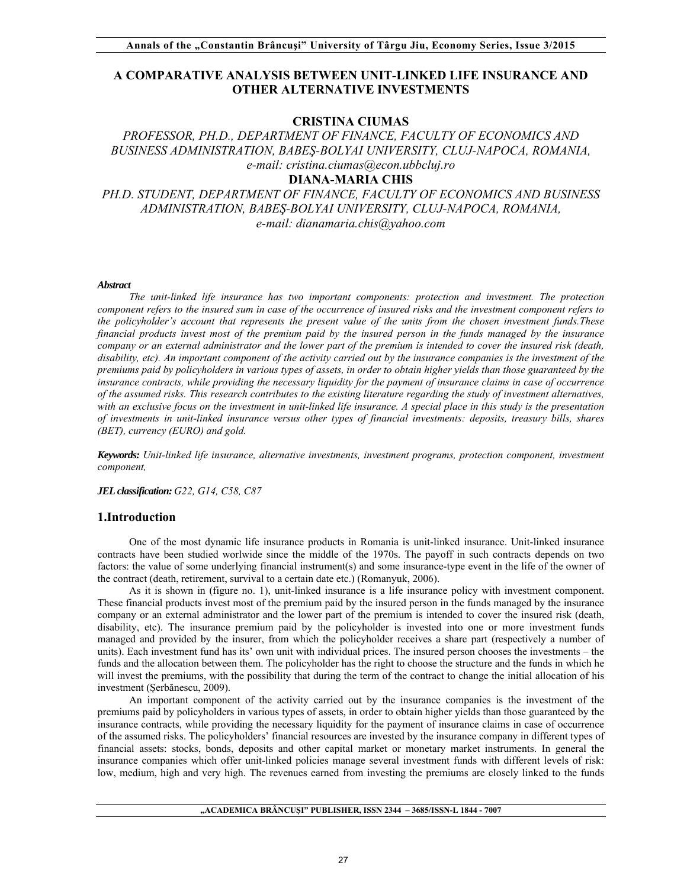# A COMPARATIVE ANALYSIS BETWEEN UNIT-LINKED LIFE INSURANCE AND OTHER ALTERNATIVE INVESTMENTS

**CRISTINA CIUMAS**

*PROFESSOR, PH.D., DEPARTMENT OF FINANCE, FACULTY OF ECONOMICS AND BUSINESS ADMINISTRATION, BABEŞ-BOLYAI UNIVERSITY, CLUJ-NAPOCA, ROMANIA, e-mail: cristina.ciumas@econ.ubbcluj.ro*

**DIANA-MARIA CHIS**

*PH.D. STUDENT, DEPARTMENT OF FINANCE, FACULTY OF ECONOMICS AND BUSINESS ADMINISTRATION, BABEŞ-BOLYAI UNIVERSITY, CLUJ-NAPOCA, ROMANIA, e-mail: dianamaria.chis@yahoo.com*

***Abstract***

*The unit-linked life insurance has two important components: protection and investment. The protection component refers to the insured sum in case of the occurrence of insured risks and the investment component refers to the policyholder's account that represents the present value of the units from the chosen investment funds.These financial products invest most of the premium paid by the insured person in the funds managed by the insurance company or an external administrator and the lower part of the premium is intended to cover the insured risk (death, disability, etc). An important component of the activity carried out by the insurance companies is the investment of the premiums paid by policyholders in various types of assets, in order to obtain higher yields than those guaranteed by the insurance contracts, while providing the necessary liquidity for the payment of insurance claims in case of occurrence of the assumed risks. This research contributes to the existing literature regarding the study of investment alternatives, with an exclusive focus on the investment in unit-linked life insurance. A special place in this study is the presentation of investments in unit-linked insurance versus other types of financial investments: deposits, treasury bills, shares (BET), currency (EURO) and gold.*

***Keywords:*** *Unit-linked life insurance, alternative investments, investment programs, protection component, investment component,*

***JEL classification:*** *G22, G14, C58, C87*

## 1.Introduction

One of the most dynamic life insurance products in Romania is unit-linked insurance. Unit-linked insurance contracts have been studied worlwide since the middle of the 1970s. The payoff in such contracts depends on two factors: the value of some underlying financial instrument(s) and some insurance-type event in the life of the owner of the contract (death, retirement, survival to a certain date etc.) (Romanyuk, 2006).

As it is shown in (figure no. 1), unit-linked insurance is a life insurance policy with investment component. These financial products invest most of the premium paid by the insured person in the funds managed by the insurance company or an external administrator and the lower part of the premium is intended to cover the insured risk (death, disability, etc). The insurance premium paid by the policyholder is invested into one or more investment funds managed and provided by the insurer, from which the policyholder receives a share part (respectively a number of units). Each investment fund has its' own unit with individual prices. The insured person chooses the investments – the funds and the allocation between them. The policyholder has the right to choose the structure and the funds in which he will invest the premiums, with the possibility that during the term of the contract to change the initial allocation of his investment (Șerbănescu, 2009).

An important component of the activity carried out by the insurance companies is the investment of the premiums paid by policyholders in various types of assets, in order to obtain higher yields than those guaranteed by the insurance contracts, while providing the necessary liquidity for the payment of insurance claims in case of occurrence of the assumed risks. The policyholders' financial resources are invested by the insurance company in different types of financial assets: stocks, bonds, deposits and other capital market or monetary market instruments. In general the insurance companies which offer unit-linked policies manage several investment funds with different levels of risk: low, medium, high and very high. The revenues earned from investing the premiums are closely linked to the funds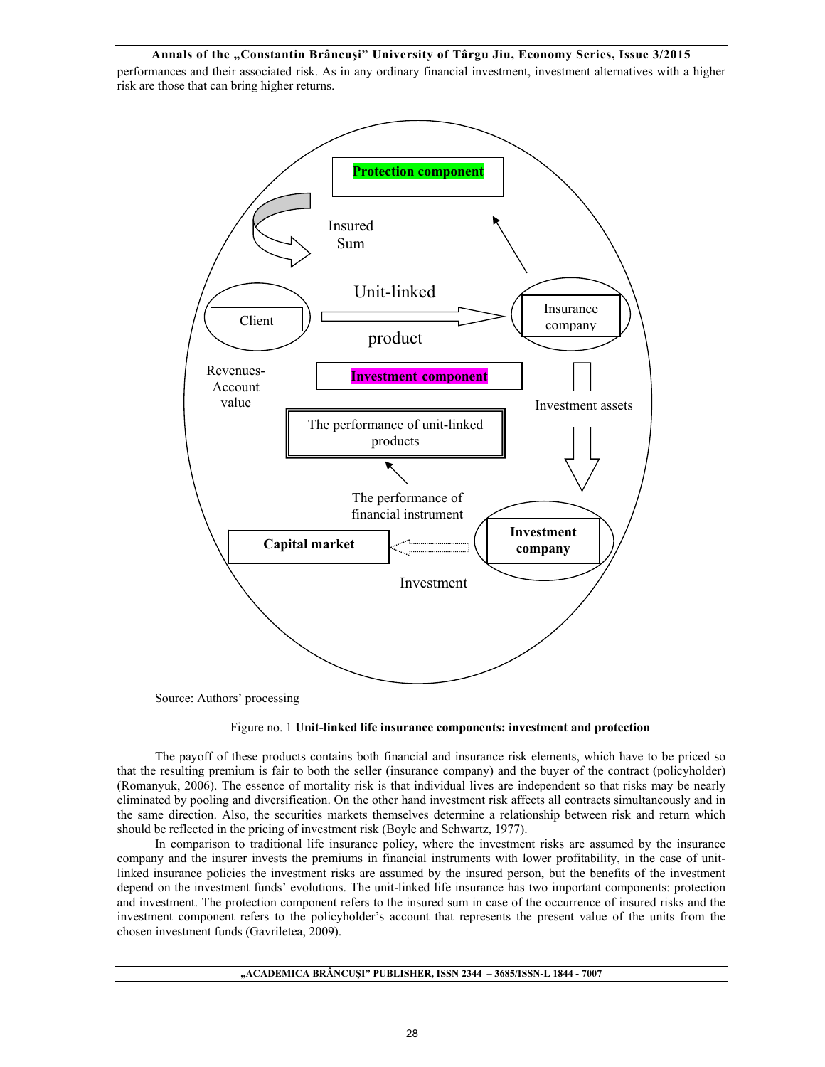performances and their associated risk. As in any ordinary financial investment, investment alternatives with a higher risk are those that can bring higher returns.

Source: Authors' processing

Figure no. 1 **Unit-linked life insurance components: investment and protection**

The payoff of these products contains both financial and insurance risk elements, which have to be priced so that the resulting premium is fair to both the seller (insurance company) and the buyer of the contract (policyholder) (Romanyuk, 2006). The essence of mortality risk is that individual lives are independent so that risks may be nearly eliminated by pooling and diversification. On the other hand investment risk affects all contracts simultaneously and in the same direction. Also, the securities markets themselves determine a relationship between risk and return which should be reflected in the pricing of investment risk (Boyle and Schwartz, 1977).

In comparison to traditional life insurance policy, where the investment risks are assumed by the insurance company and the insurer invests the premiums in financial instruments with lower profitability, in the case of unit-linked insurance policies the investment risks are assumed by the insured person, but the benefits of the investment depend on the investment funds' evolutions. The unit-linked life insurance has two important components: protection and investment. The protection component refers to the insured sum in case of the occurrence of insured risks and the investment component refers to the policyholder's account that represents the present value of the units from the chosen investment funds (Gavriletea, 2009).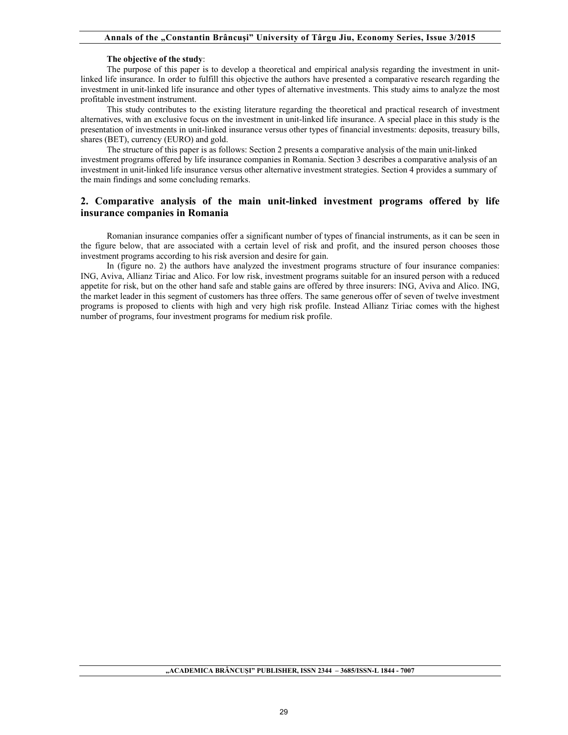**The objective of the study**:

The purpose of this paper is to develop a theoretical and empirical analysis regarding the investment in unit-linked life insurance. In order to fulfill this objective the authors have presented a comparative research regarding the investment in unit-linked life insurance and other types of alternative investments. This study aims to analyze the most profitable investment instrument.

This study contributes to the existing literature regarding the theoretical and practical research of investment alternatives, with an exclusive focus on the investment in unit-linked life insurance. A special place in this study is the presentation of investments in unit-linked insurance versus other types of financial investments: deposits, treasury bills, shares (BET), currency (EURO) and gold.

The structure of this paper is as follows: Section 2 presents a comparative analysis of the main unit-linked investment programs offered by life insurance companies in Romania. Section 3 describes a comparative analysis of an investment in unit-linked life insurance versus other alternative investment strategies. Section 4 provides a summary of the main findings and some concluding remarks.

## 2. Comparative analysis of the main unit-linked investment programs offered by life insurance companies in Romania

Romanian insurance companies offer a significant number of types of financial instruments, as it can be seen in the figure below, that are associated with a certain level of risk and profit, and the insured person chooses those investment programs according to his risk aversion and desire for gain.

In (figure no. 2) the authors have analyzed the investment programs structure of four insurance companies: ING, Aviva, Allianz Tiriac and Alico. For low risk, investment programs suitable for an insured person with a reduced appetite for risk, but on the other hand safe and stable gains are offered by three insurers: ING, Aviva and Alico. ING, the market leader in this segment of customers has three offers. The same generous offer of seven of twelve investment programs is proposed to clients with high and very high risk profile. Instead Allianz Tiriac comes with the highest number of programs, four investment programs for medium risk profile.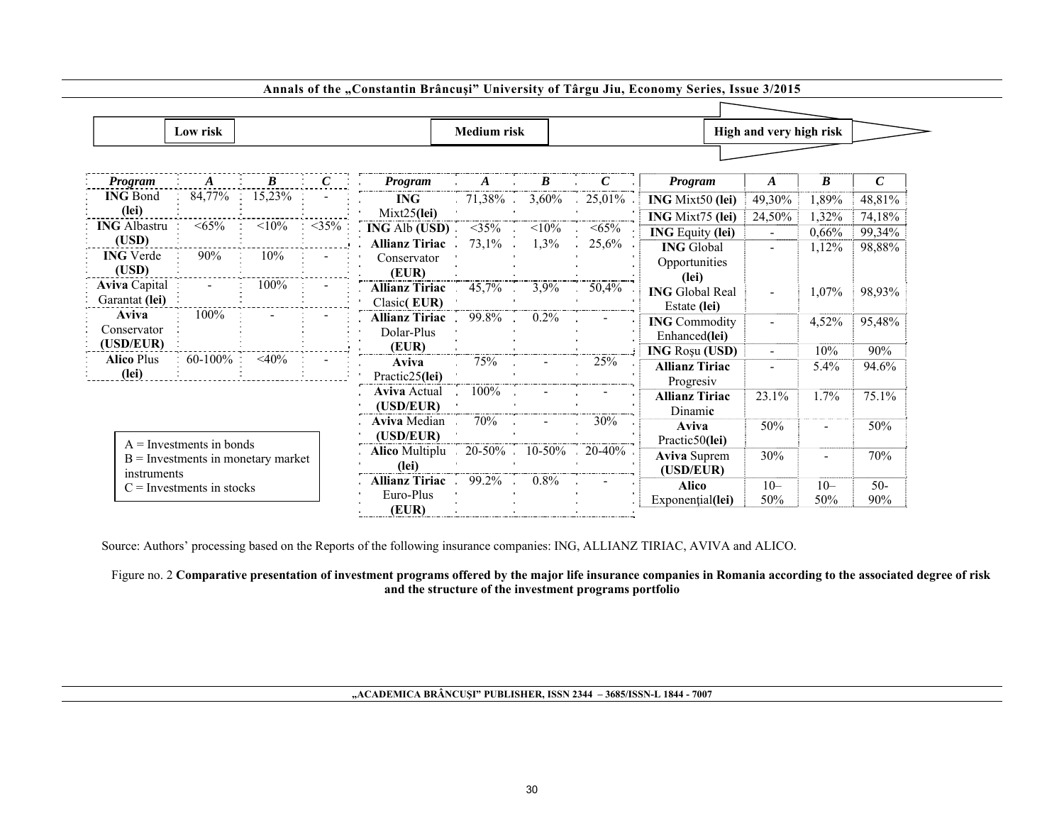**Low risk** → **Medium risk** → **High and very high risk**

**Low risk**

| Program | A | B | C |
|---|---|---|---|
| **ING** Bond **(lei)** | 84,77% | 15,23% | - |
| **ING** Albastru **(USD)** | <65% | <10% | <35% |
| **ING** Verde **(USD)** | 90% | 10% | - |
| **Aviva** Capital Garantat **(lei)** | - | 100% | - |
| **Aviva** Conservator **(USD/EUR)** | 100% | - | - |
| **Alico** Plus **(lei)** | 60-100% | <40% | - |

**Medium risk**

| Program | A | B | C |
|---|---|---|---|
| **ING** Mixt25**(lei)** | 71,38% | 3,60% | 25,01% |
| **ING** Alb **(USD)** | <35% | <10% | <65% |
| **Allianz Tiriac** Conservator **(EUR)** | 73,1% | 1,3% | 25,6% |
| **Allianz Tiriac** Clasic**( EUR)** | 45,7% | 3,9% | 50,4% |
| **Allianz Tiriac** Dolar-Plus **(EUR)** | 99.8% | 0.2% | - |
| **Aviva** Practic25**(lei)** | 75% | - | 25% |
| **Aviva** Actual **(USD/EUR)** | 100% | - | - |
| **Aviva** Median **(USD/EUR)** | 70% | - | 30% |
| **Alico** Multiplu **(lei)** | 20-50% | 10-50% | 20-40% |
| **Allianz Tiriac** Euro-Plus **(EUR)** | 99.2% | 0.8% | - |

**High and very high risk**

| Program | A | B | C |
|---|---|---|---|
| **ING** Mixt50 **(lei)** | 49,30% | 1,89% | 48,81% |
| **ING** Mixt75 **(lei)** | 24,50% | 1,32% | 74,18% |
| **ING** Equity **(lei)** | - | 0,66% | 99,34% |
| **ING** Global Opportunities **(lei)** | - | 1,12% | 98,88% |
| **ING** Global Real Estate **(lei)** | - | 1,07% | 98,93% |
| **ING** Commodity Enhanced**(lei)** | - | 4,52% | 95,48% |
| **ING** Roşu **(USD)** | - | 10% | 90% |
| **Allianz Tiriac** Progresiv | - | 5.4% | 94.6% |
| **Allianz Tiriac** Dinamic | 23.1% | 1.7% | 75.1% |
| **Aviva** Practic50**(lei)** | 50% | - | 50% |
| **Aviva** Suprem **(USD/EUR)** | 30% | - | 70% |
| **Alico** Exponenţial**(lei)** | 10–50% | 10–50% | 50-90% |

A = Investments in bonds
B = Investments in monetary market instruments
C = Investments in stocks

Source: Authors' processing based on the Reports of the following insurance companies: ING, ALLIANZ TIRIAC, AVIVA and ALICO.

Figure no. 2 **Comparative presentation of investment programs offered by the major life insurance companies in Romania according to the associated degree of risk and the structure of the investment programs portfolio**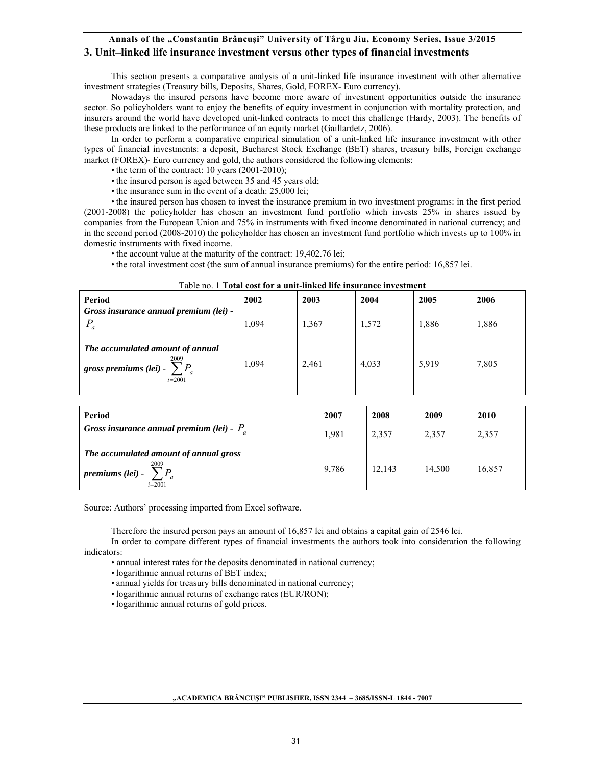## 3. Unit–linked life insurance investment versus other types of financial investments

This section presents a comparative analysis of a unit-linked life insurance investment with other alternative investment strategies (Treasury bills, Deposits, Shares, Gold, FOREX- Euro currency).

Nowadays the insured persons have become more aware of investment opportunities outside the insurance sector. So policyholders want to enjoy the benefits of equity investment in conjunction with mortality protection, and insurers around the world have developed unit-linked contracts to meet this challenge (Hardy, 2003). The benefits of these products are linked to the performance of an equity market (Gaillardetz, 2006).

In order to perform a comparative empirical simulation of a unit-linked life insurance investment with other types of financial investments: a deposit, Bucharest Stock Exchange (BET) shares, treasury bills, Foreign exchange market (FOREX)- Euro currency and gold, the authors considered the following elements:

- the term of the contract: 10 years (2001-2010);
- the insured person is aged between 35 and 45 years old;
- the insurance sum in the event of a death: 25,000 lei;
- the insured person has chosen to invest the insurance premium in two investment programs: in the first period (2001-2008) the policyholder has chosen an investment fund portfolio which invests 25% in shares issued by companies from the European Union and 75% in instruments with fixed income denominated in national currency; and in the second period (2008-2010) the policyholder has chosen an investment fund portfolio which invests up to 100% in domestic instruments with fixed income.
- the account value at the maturity of the contract: 19,402.76 lei;
- the total investment cost (the sum of annual insurance premiums) for the entire period: 16,857 lei.

Table no. 1 **Total cost for a unit-linked life insurance investment**

| Period | 2002 | 2003 | 2004 | 2005 | 2006 |
|---|---|---|---|---|---|
| ***Gross insurance annual premium (lei) -*** $P_a$ | 1,094 | 1,367 | 1,572 | 1,886 | 1,886 |
| ***The accumulated amount of annual gross premiums (lei) -*** $\sum_{i=2001}^{2009} P_a$ | 1,094 | 2,461 | 4,033 | 5,919 | 7,805 |

| Period | 2007 | 2008 | 2009 | 2010 |
|---|---|---|---|---|
| ***Gross insurance annual premium (lei) -*** $P_a$ | 1,981 | 2,357 | 2,357 | 2,357 |
| ***The accumulated amount of annual gross premiums (lei) -*** $\sum_{i=2001}^{2009} P_a$ | 9,786 | 12,143 | 14,500 | 16,857 |

Source: Authors' processing imported from Excel software.

Therefore the insured person pays an amount of 16,857 lei and obtains a capital gain of 2546 lei.

In order to compare different types of financial investments the authors took into consideration the following indicators:

- annual interest rates for the deposits denominated in national currency;
- logarithmic annual returns of BET index;
- annual yields for treasury bills denominated in national currency;
- logarithmic annual returns of exchange rates (EUR/RON);
- logarithmic annual returns of gold prices.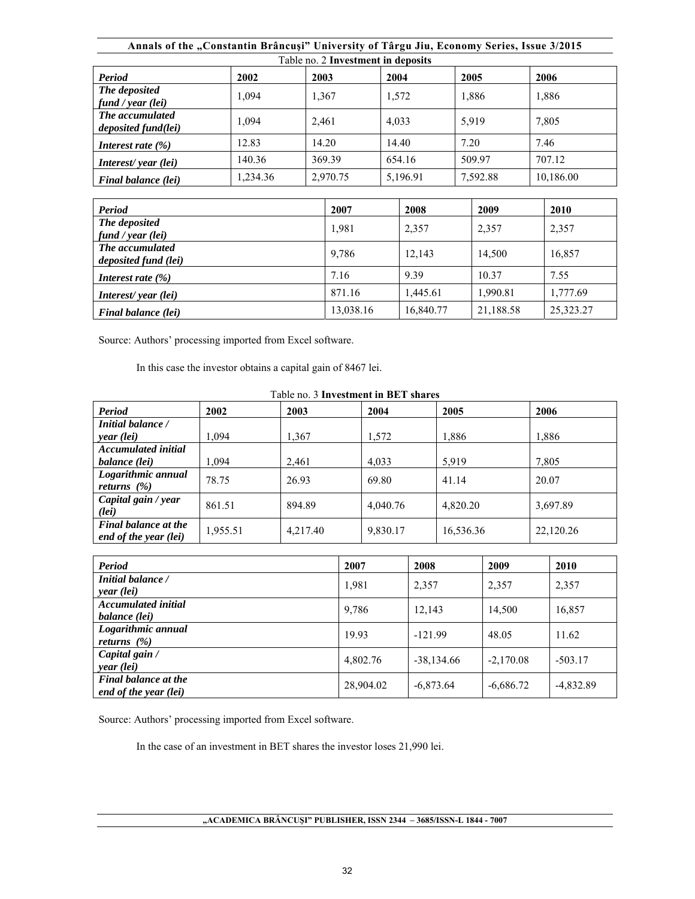Table no. 2 **Investment in deposits**

| *Period* | 2002 | 2003 | 2004 | 2005 | 2006 | 2007 | 2008 | 2009 | 2010 |
|---|---|---|---|---|---|---|---|---|---|
| *The deposited fund / year (lei)* | 1,094 | 1,367 | 1,572 | 1,886 | 1,886 | 1,981 | 2,357 | 2,357 | 2,357 |
| *The accumulated deposited fund(lei)* | 1,094 | 2,461 | 4,033 | 5,919 | 7,805 | 9,786 | 12,143 | 14,500 | 16,857 |
| *Interest rate (%)* | 12.83 | 14.20 | 14.40 | 7.20 | 7.46 | 7.16 | 9.39 | 10.37 | 7.55 |
| *Interest/ year (lei)* | 140.36 | 369.39 | 654.16 | 509.97 | 707.12 | 871.16 | 1,445.61 | 1,990.81 | 1,777.69 |
| *Final balance (lei)* | 1,234.36 | 2,970.75 | 5,196.91 | 7,592.88 | 10,186.00 | 13,038.16 | 16,840.77 | 21,188.58 | 25,323.27 |

Source: Authors' processing imported from Excel software.

In this case the investor obtains a capital gain of 8467 lei.

Table no. 3 **Investment in BET shares**

| *Period* | 2002 | 2003 | 2004 | 2005 | 2006 | 2007 | 2008 | 2009 | 2010 |
|---|---|---|---|---|---|---|---|---|---|
| *Initial balance / year (lei)* | 1,094 | 1,367 | 1,572 | 1,886 | 1,886 | 1,981 | 2,357 | 2,357 | 2,357 |
| *Accumulated initial balance (lei)* | 1,094 | 2,461 | 4,033 | 5,919 | 7,805 | 9,786 | 12,143 | 14,500 | 16,857 |
| *Logarithmic annual returns (%)* | 78.75 | 26.93 | 69.80 | 41.14 | 20.07 | 19.93 | -121.99 | 48.05 | 11.62 |
| *Capital gain / year (lei)* | 861.51 | 894.89 | 4,040.76 | 4,820.20 | 3,697.89 | 4,802.76 | -38,134.66 | -2,170.08 | -503.17 |
| *Final balance at the end of the year (lei)* | 1,955.51 | 4,217.40 | 9,830.17 | 16,536.36 | 22,120.26 | 28,904.02 | -6,873.64 | -6,686.72 | -4,832.89 |

Source: Authors' processing imported from Excel software.

In the case of an investment in BET shares the investor loses 21,990 lei.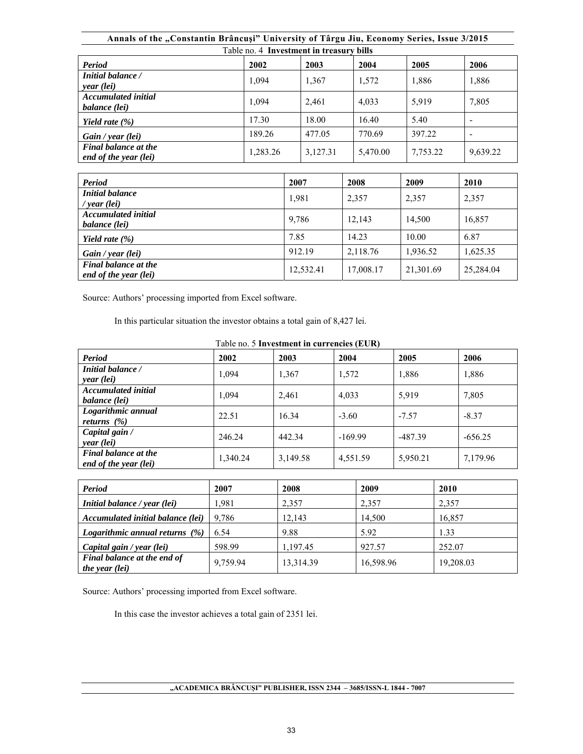Table no. 4 **Investment in treasury bills**

| *Period* | 2002 | 2003 | 2004 | 2005 | 2006 |
|---|---|---|---|---|---|
| *Initial balance / year (lei)* | 1,094 | 1,367 | 1,572 | 1,886 | 1,886 |
| *Accumulated initial balance (lei)* | 1,094 | 2,461 | 4,033 | 5,919 | 7,805 |
| *Yield rate (%)* | 17.30 | 18.00 | 16.40 | 5.40 | - |
| *Gain / year (lei)* | 189.26 | 477.05 | 770.69 | 397.22 | - |
| *Final balance at the end of the year (lei)* | 1,283.26 | 3,127.31 | 5,470.00 | 7,753.22 | 9,639.22 |

| *Period* | 2007 | 2008 | 2009 | 2010 |
|---|---|---|---|---|
| *Initial balance / year (lei)* | 1,981 | 2,357 | 2,357 | 2,357 |
| *Accumulated initial balance (lei)* | 9,786 | 12,143 | 14,500 | 16,857 |
| *Yield rate (%)* | 7.85 | 14.23 | 10.00 | 6.87 |
| *Gain / year (lei)* | 912.19 | 2,118.76 | 1,936.52 | 1,625.35 |
| *Final balance at the end of the year (lei)* | 12,532.41 | 17,008.17 | 21,301.69 | 25,284.04 |

Source: Authors' processing imported from Excel software.

In this particular situation the investor obtains a total gain of 8,427 lei.

Table no. 5 **Investment in currencies (EUR)**

| *Period* | 2002 | 2003 | 2004 | 2005 | 2006 |
|---|---|---|---|---|---|
| *Initial balance / year (lei)* | 1,094 | 1,367 | 1,572 | 1,886 | 1,886 |
| *Accumulated initial balance (lei)* | 1,094 | 2,461 | 4,033 | 5,919 | 7,805 |
| *Logarithmic annual returns (%)* | 22.51 | 16.34 | -3.60 | -7.57 | -8.37 |
| *Capital gain / year (lei)* | 246.24 | 442.34 | -169.99 | -487.39 | -656.25 |
| *Final balance at the end of the year (lei)* | 1,340.24 | 3,149.58 | 4,551.59 | 5,950.21 | 7,179.96 |

| *Period* | 2007 | 2008 | 2009 | 2010 |
|---|---|---|---|---|
| *Initial balance / year (lei)* | 1,981 | 2,357 | 2,357 | 2,357 |
| *Accumulated initial balance (lei)* | 9,786 | 12,143 | 14,500 | 16,857 |
| *Logarithmic annual returns (%)* | 6.54 | 9.88 | 5.92 | 1.33 |
| *Capital gain / year (lei)* | 598.99 | 1,197.45 | 927.57 | 252.07 |
| *Final balance at the end of the year (lei)* | 9,759.94 | 13,314.39 | 16,598.96 | 19,208.03 |

Source: Authors' processing imported from Excel software.

In this case the investor achieves a total gain of 2351 lei.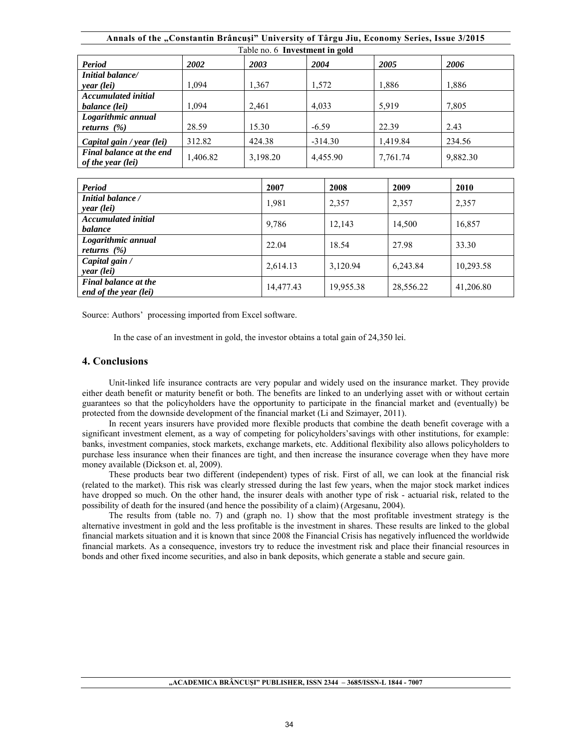Table no. 6 **Investment in gold**

| *Period* | *2002* | *2003* | *2004* | *2005* | *2006* |
|---|---|---|---|---|---|
| *Initial balance/ year (lei)* | 1,094 | 1,367 | 1,572 | 1,886 | 1,886 |
| *Accumulated initial balance (lei)* | 1,094 | 2,461 | 4,033 | 5,919 | 7,805 |
| *Logarithmic annual returns (%)* | 28.59 | 15.30 | -6.59 | 22.39 | 2.43 |
| *Capital gain / year (lei)* | 312.82 | 424.38 | -314.30 | 1,419.84 | 234.56 |
| *Final balance at the end of the year (lei)* | 1,406.82 | 3,198.20 | 4,455.90 | 7,761.74 | 9,882.30 |

| *Period* | 2007 | 2008 | 2009 | 2010 |
|---|---|---|---|---|
| *Initial balance / year (lei)* | 1,981 | 2,357 | 2,357 | 2,357 |
| *Accumulated initial balance* | 9,786 | 12,143 | 14,500 | 16,857 |
| *Logarithmic annual returns (%)* | 22.04 | 18.54 | 27.98 | 33.30 |
| *Capital gain / year (lei)* | 2,614.13 | 3,120.94 | 6,243.84 | 10,293.58 |
| *Final balance at the end of the year (lei)* | 14,477.43 | 19,955.38 | 28,556.22 | 41,206.80 |

Source: Authors' processing imported from Excel software.

In the case of an investment in gold, the investor obtains a total gain of 24,350 lei.

## 4. Conclusions

Unit-linked life insurance contracts are very popular and widely used on the insurance market. They provide either death benefit or maturity benefit or both. The benefits are linked to an underlying asset with or without certain guarantees so that the policyholders have the opportunity to participate in the financial market and (eventually) be protected from the downside development of the financial market (Li and Szimayer, 2011).

In recent years insurers have provided more flexible products that combine the death benefit coverage with a significant investment element, as a way of competing for policyholders'savings with other institutions, for example: banks, investment companies, stock markets, exchange markets, etc. Additional flexibility also allows policyholders to purchase less insurance when their finances are tight, and then increase the insurance coverage when they have more money available (Dickson et. al, 2009).

These products bear two different (independent) types of risk. First of all, we can look at the financial risk (related to the market). This risk was clearly stressed during the last few years, when the major stock market indices have dropped so much. On the other hand, the insurer deals with another type of risk - actuarial risk, related to the possibility of death for the insured (and hence the possibility of a claim) (Argesanu, 2004).

The results from (table no. 7) and (graph no. 1) show that the most profitable investment strategy is the alternative investment in gold and the less profitable is the investment in shares. These results are linked to the global financial markets situation and it is known that since 2008 the Financial Crisis has negatively influenced the worldwide financial markets. As a consequence, investors try to reduce the investment risk and place their financial resources in bonds and other fixed income securities, and also in bank deposits, which generate a stable and secure gain.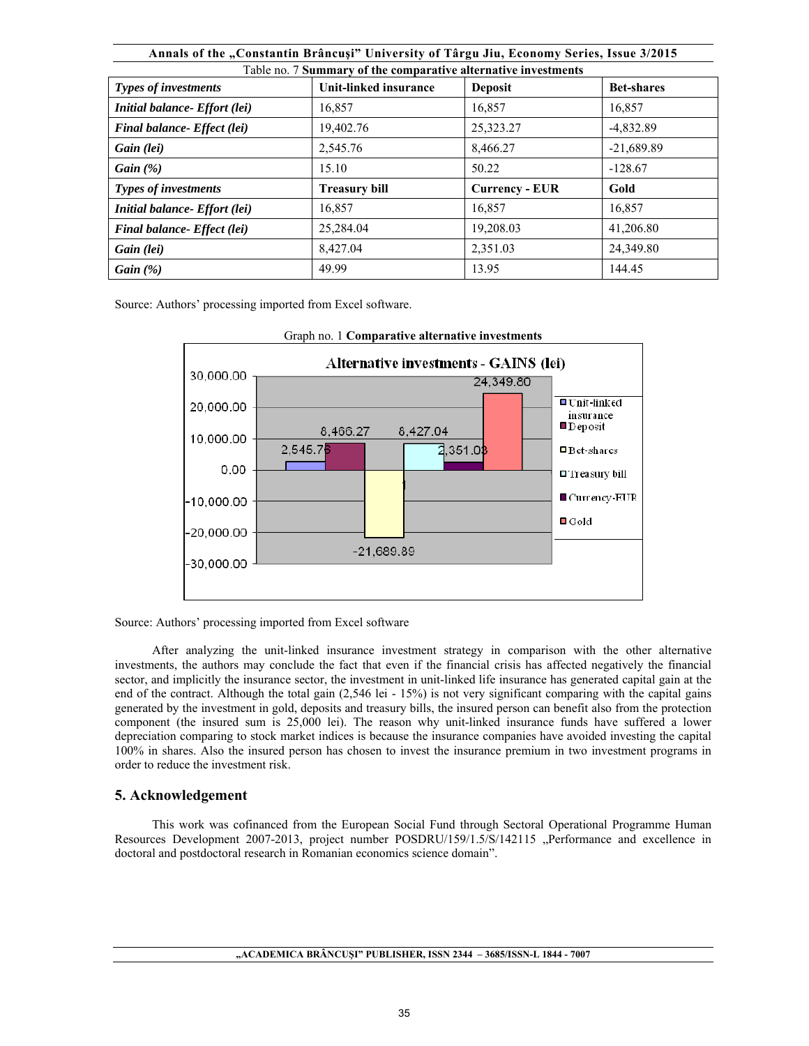Table no. 7 **Summary of the comparative alternative investments**

| *Types of investments* | Unit-linked insurance | Deposit | Bet-shares |
|---|---|---|---|
| *Initial balance- Effort (lei)* | 16,857 | 16,857 | 16,857 |
| *Final balance- Effect (lei)* | 19,402.76 | 25,323.27 | -4,832.89 |
| *Gain (lei)* | 2,545.76 | 8,466.27 | -21,689.89 |
| *Gain (%)* | 15.10 | 50.22 | -128.67 |
| ***Types of investments*** | **Treasury bill** | **Currency - EUR** | **Gold** |
| *Initial balance- Effort (lei)* | 16,857 | 16,857 | 16,857 |
| *Final balance- Effect (lei)* | 25,284.04 | 19,208.03 | 41,206.80 |
| *Gain (lei)* | 8,427.04 | 2,351.03 | 24,349.80 |
| *Gain (%)* | 49.99 | 13.95 | 144.45 |

Source: Authors' processing imported from Excel software.

Graph no. 1 **Comparative alternative investments**

Source: Authors' processing imported from Excel software

After analyzing the unit-linked insurance investment strategy in comparison with the other alternative investments, the authors may conclude the fact that even if the financial crisis has affected negatively the financial sector, and implicitly the insurance sector, the investment in unit-linked life insurance has generated capital gain at the end of the contract. Although the total gain (2,546 lei - 15%) is not very significant comparing with the capital gains generated by the investment in gold, deposits and treasury bills, the insured person can benefit also from the protection component (the insured sum is 25,000 lei). The reason why unit-linked insurance funds have suffered a lower depreciation comparing to stock market indices is because the insurance companies have avoided investing the capital 100% in shares. Also the insured person has chosen to invest the insurance premium in two investment programs in order to reduce the investment risk.

## 5. Acknowledgement

This work was cofinanced from the European Social Fund through Sectoral Operational Programme Human Resources Development 2007-2013, project number POSDRU/159/1.5/S/142115 „Performance and excellence in doctoral and postdoctoral research in Romanian economics science domain".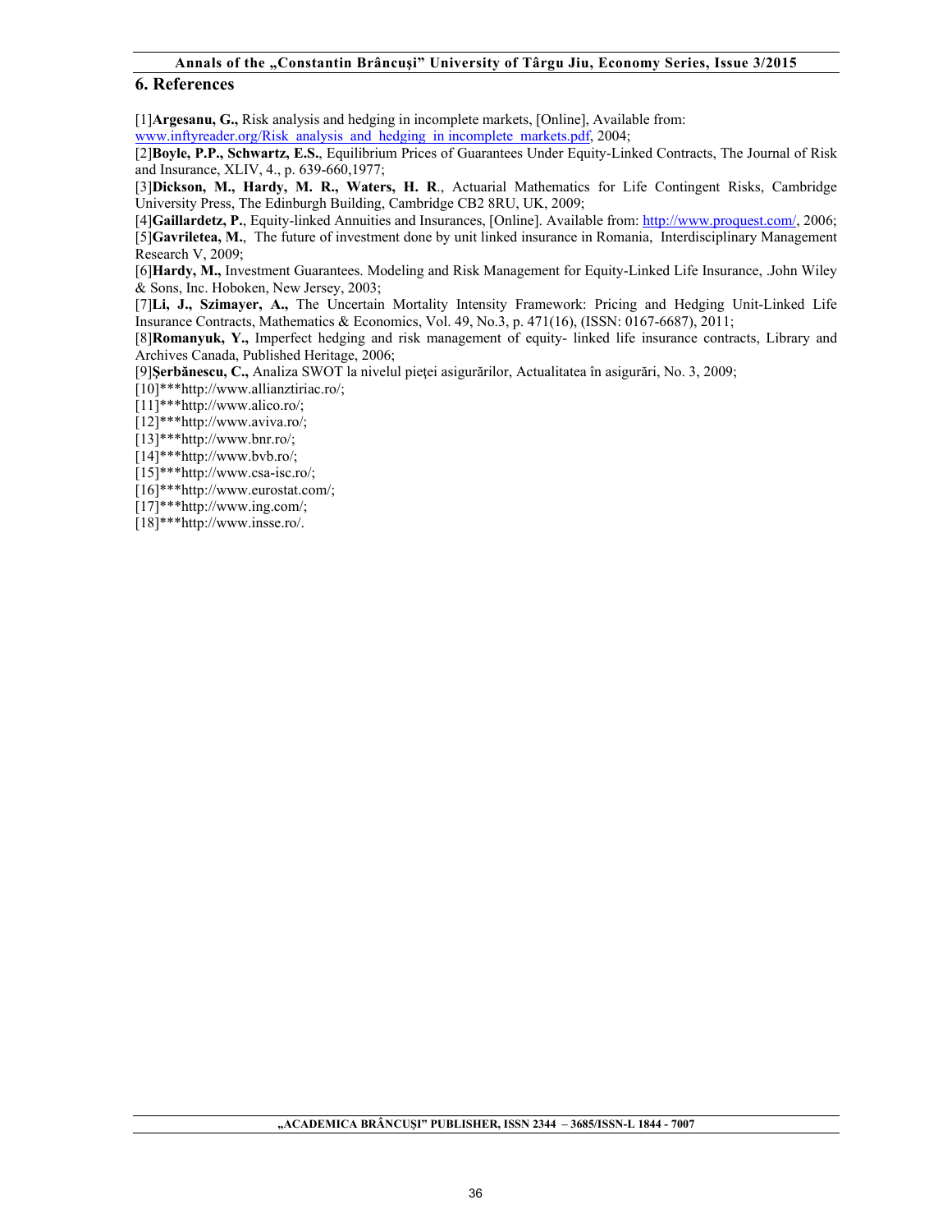## 6. References

[1]**Argesanu, G.,** Risk analysis and hedging in incomplete markets, [Online], Available from: www.inftyreader.org/Risk_analysis_and_hedging_in incomplete_markets.pdf, 2004;

[2]**Boyle, P.P., Schwartz, E.S.**, Equilibrium Prices of Guarantees Under Equity-Linked Contracts, The Journal of Risk and Insurance, XLIV, 4., p. 639-660,1977;

[3]**Dickson, M., Hardy, M. R., Waters, H. R**., Actuarial Mathematics for Life Contingent Risks, Cambridge University Press, The Edinburgh Building, Cambridge CB2 8RU, UK, 2009;

[4]**Gaillardetz, P.**, Equity-linked Annuities and Insurances, [Online]. Available from: http://www.proquest.com/, 2006;

[5]**Gavriletea, M.**, The future of investment done by unit linked insurance in Romania, Interdisciplinary Management Research V, 2009;

[6]**Hardy, M.,** Investment Guarantees. Modeling and Risk Management for Equity-Linked Life Insurance, .John Wiley & Sons, Inc. Hoboken, New Jersey, 2003;

[7]**Li, J., Szimayer, A.,** The Uncertain Mortality Intensity Framework: Pricing and Hedging Unit-Linked Life Insurance Contracts, Mathematics & Economics, Vol. 49, No.3, p. 471(16), (ISSN: 0167-6687), 2011;

[8]**Romanyuk, Y.,** Imperfect hedging and risk management of equity- linked life insurance contracts, Library and Archives Canada, Published Heritage, 2006;

[9]**Şerbănescu, C.,** Analiza SWOT la nivelul pieţei asigurărilor, Actualitatea în asigurări, No. 3, 2009;

[10]***http://www.allianztiriac.ro/;

[11]***http://www.alico.ro/;

[12]***http://www.aviva.ro/;

[13]***http://www.bnr.ro/;

[14]***http://www.bvb.ro/;

[15]***http://www.csa-isc.ro/;

[16]***http://www.eurostat.com/;

[17]***http://www.ing.com/;

[18]***http://www.insse.ro/.